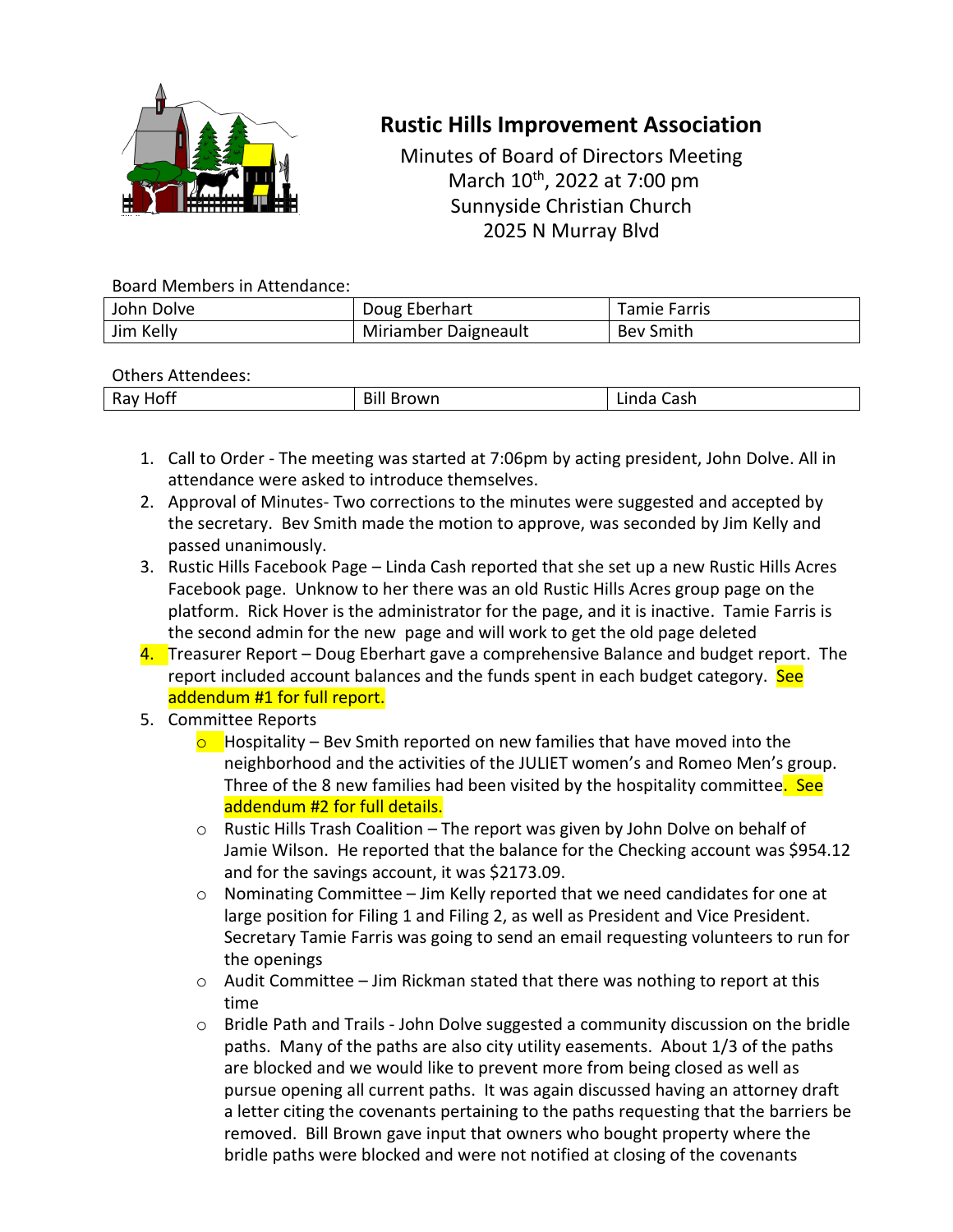# Rustic Hills Improvement Association

Minutes of Board of Directors Meeting
March 10th, 2022 at 7:00 pm
Sunnyside Christian Church
2025 N Murray Blvd

Board Members in Attendance:

| | | |
|---|---|---|
| John Dolve | Doug Eberhart | Tamie Farris |
| Jim Kelly | Miriamber Daigneault | Bev Smith |

Others Attendees:

| | | |
|---|---|---|
| Ray Hoff | Bill Brown | Linda Cash |

1. Call to Order - The meeting was started at 7:06pm by acting president, John Dolve. All in attendance were asked to introduce themselves.
2. Approval of Minutes- Two corrections to the minutes were suggested and accepted by the secretary. Bev Smith made the motion to approve, was seconded by Jim Kelly and passed unanimously.
3. Rustic Hills Facebook Page – Linda Cash reported that she set up a new Rustic Hills Acres Facebook page. Unknow to her there was an old Rustic Hills Acres group page on the platform. Rick Hover is the administrator for the page, and it is inactive. Tamie Farris is the second admin for the new page and will work to get the old page deleted
4. Treasurer Report – Doug Eberhart gave a comprehensive Balance and budget report. The report included account balances and the funds spent in each budget category. See addendum #1 for full report.
5. Committee Reports
   - Hospitality – Bev Smith reported on new families that have moved into the neighborhood and the activities of the JULIET women's and Romeo Men's group. Three of the 8 new families had been visited by the hospitality committee. See addendum #2 for full details.
   - Rustic Hills Trash Coalition – The report was given by John Dolve on behalf of Jamie Wilson. He reported that the balance for the Checking account was $954.12 and for the savings account, it was $2173.09.
   - Nominating Committee – Jim Kelly reported that we need candidates for one at large position for Filing 1 and Filing 2, as well as President and Vice President. Secretary Tamie Farris was going to send an email requesting volunteers to run for the openings
   - Audit Committee – Jim Rickman stated that there was nothing to report at this time
   - Bridle Path and Trails - John Dolve suggested a community discussion on the bridle paths. Many of the paths are also city utility easements. About 1/3 of the paths are blocked and we would like to prevent more from being closed as well as pursue opening all current paths. It was again discussed having an attorney draft a letter citing the covenants pertaining to the paths requesting that the barriers be removed. Bill Brown gave input that owners who bought property where the bridle paths were blocked and were not notified at closing of the covenants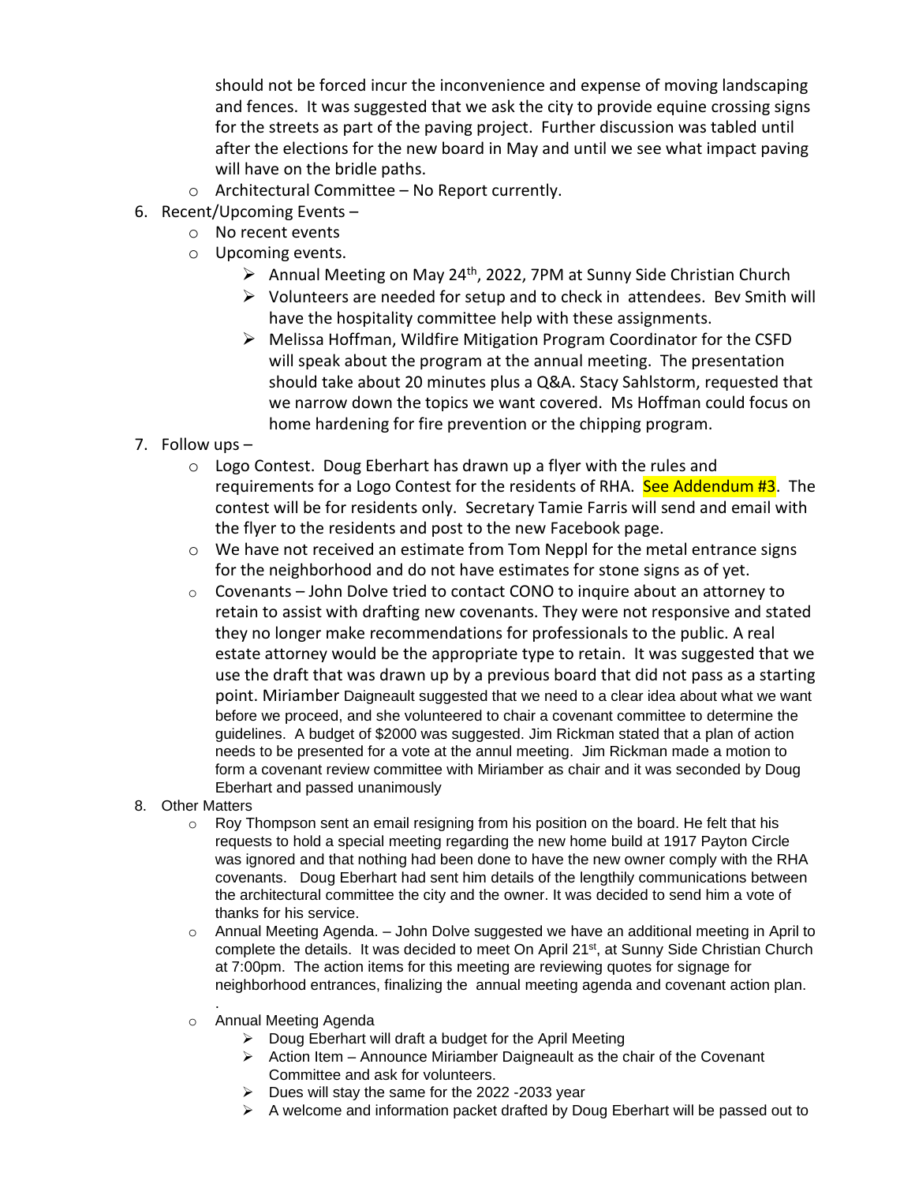should not be forced incur the inconvenience and expense of moving landscaping and fences. It was suggested that we ask the city to provide equine crossing signs for the streets as part of the paving project. Further discussion was tabled until after the elections for the new board in May and until we see what impact paving will have on the bridle paths.

- Architectural Committee – No Report currently.

6. Recent/Upcoming Events –
   - No recent events
   - Upcoming events.
     - Annual Meeting on May 24th, 2022, 7PM at Sunny Side Christian Church
     - Volunteers are needed for setup and to check in attendees. Bev Smith will have the hospitality committee help with these assignments.
     - Melissa Hoffman, Wildfire Mitigation Program Coordinator for the CSFD will speak about the program at the annual meeting. The presentation should take about 20 minutes plus a Q&A. Stacy Sahlstorm, requested that we narrow down the topics we want covered. Ms Hoffman could focus on home hardening for fire prevention or the chipping program.
7. Follow ups –
   - Logo Contest. Doug Eberhart has drawn up a flyer with the rules and requirements for a Logo Contest for the residents of RHA. See Addendum #3. The contest will be for residents only. Secretary Tamie Farris will send and email with the flyer to the residents and post to the new Facebook page.
   - We have not received an estimate from Tom Neppl for the metal entrance signs for the neighborhood and do not have estimates for stone signs as of yet.
   - Covenants – John Dolve tried to contact CONO to inquire about an attorney to retain to assist with drafting new covenants. They were not responsive and stated they no longer make recommendations for professionals to the public. A real estate attorney would be the appropriate type to retain. It was suggested that we use the draft that was drawn up by a previous board that did not pass as a starting point. Miriamber Daigneault suggested that we need to a clear idea about what we want before we proceed, and she volunteered to chair a covenant committee to determine the guidelines. A budget of $2000 was suggested. Jim Rickman stated that a plan of action needs to be presented for a vote at the annul meeting. Jim Rickman made a motion to form a covenant review committee with Miriamber as chair and it was seconded by Doug Eberhart and passed unanimously
8. Other Matters
   - Roy Thompson sent an email resigning from his position on the board. He felt that his requests to hold a special meeting regarding the new home build at 1917 Payton Circle was ignored and that nothing had been done to have the new owner comply with the RHA covenants. Doug Eberhart had sent him details of the lengthily communications between the architectural committee the city and the owner. It was decided to send him a vote of thanks for his service.
   - Annual Meeting Agenda. – John Dolve suggested we have an additional meeting in April to complete the details. It was decided to meet On April 21st, at Sunny Side Christian Church at 7:00pm. The action items for this meeting are reviewing quotes for signage for neighborhood entrances, finalizing the annual meeting agenda and covenant action plan.

     .
   - Annual Meeting Agenda
     - Doug Eberhart will draft a budget for the April Meeting
     - Action Item – Announce Miriamber Daigneault as the chair of the Covenant Committee and ask for volunteers.
     - Dues will stay the same for the 2022 -2033 year
     - A welcome and information packet drafted by Doug Eberhart will be passed out to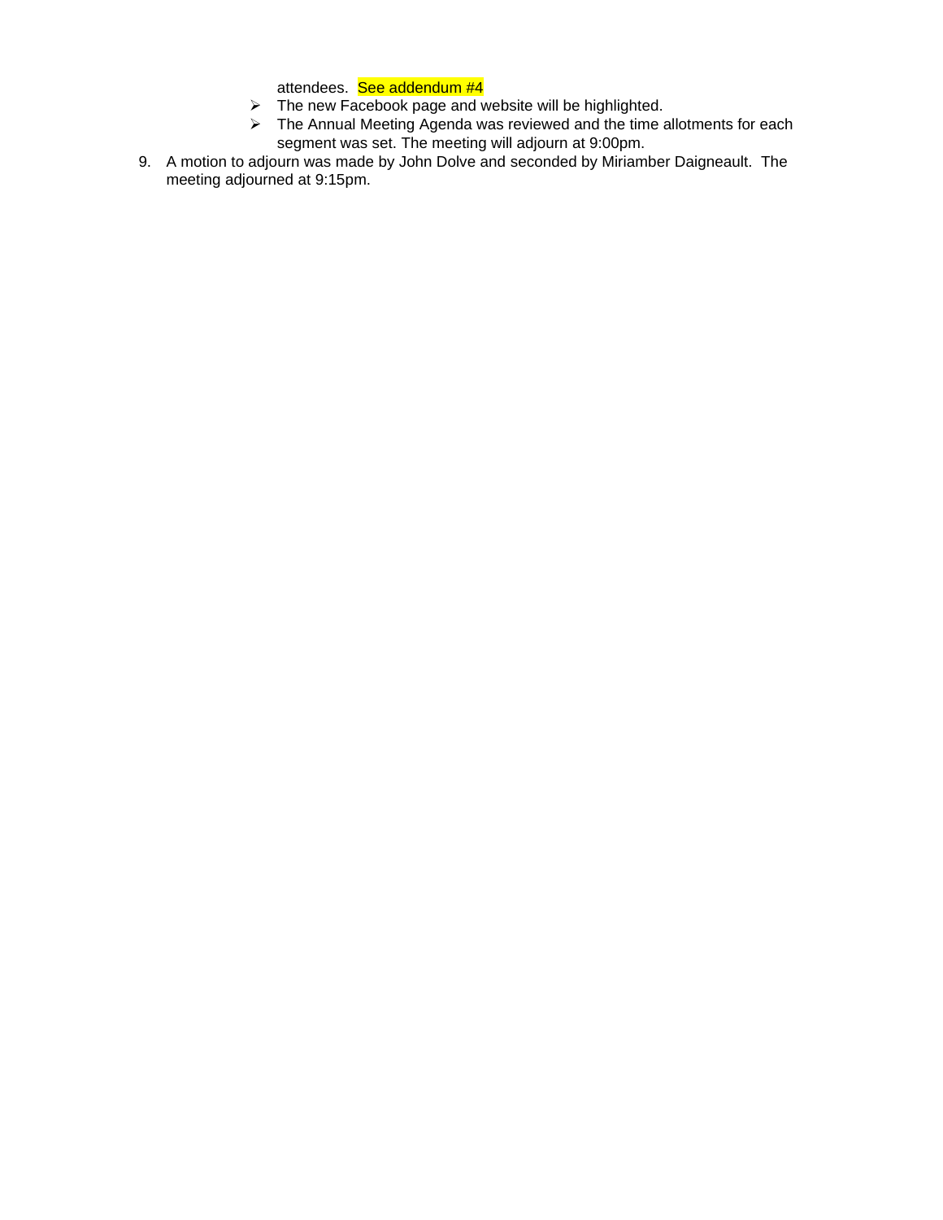attendees. See addendum #4

- The new Facebook page and website will be highlighted.
- The Annual Meeting Agenda was reviewed and the time allotments for each segment was set. The meeting will adjourn at 9:00pm.

9. A motion to adjourn was made by John Dolve and seconded by Miriamber Daigneault. The meeting adjourned at 9:15pm.